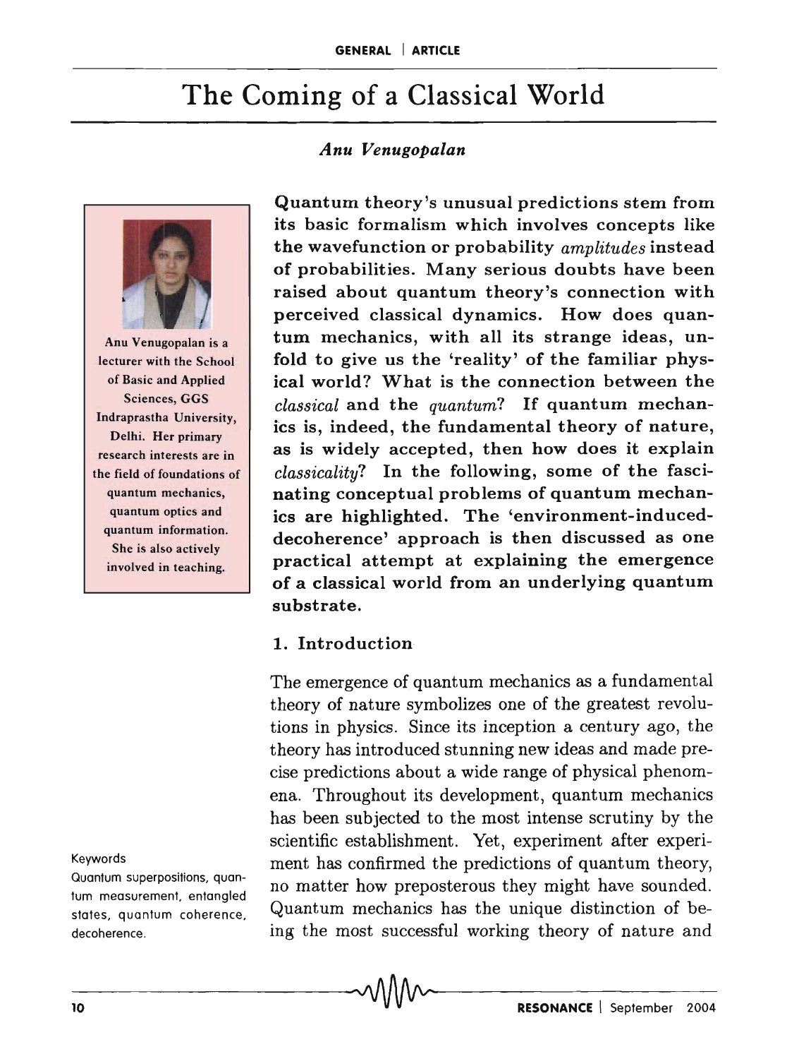# The Coming of a Classical World

*Anu Venugopalan*

Anu Venugopalan is a lecturer with the School of Basic and Applied Sciences, GGS Indraprastha University, Delhi. Her primary research interests are in the field of foundations of quantum mechanics, quantum optics and quantum information. She is also actively involved in teaching.

**Quantum theory's unusual predictions stem from its basic formalism which involves concepts like the wavefunction or probability *amplitudes* instead of probabilities. Many serious doubts have been raised about quantum theory's connection with perceived classical dynamics. How does quantum mechanics, with all its strange ideas, unfold to give us the 'reality' of the familiar physical world? What is the connection between the *classical* and the *quantum*? If quantum mechanics is, indeed, the fundamental theory of nature, as is widely accepted, then how does it explain *classicality*? In the following, some of the fascinating conceptual problems of quantum mechanics are highlighted. The 'environment-induced-decoherence' approach is then discussed as one practical attempt at explaining the emergence of a classical world from an underlying quantum substrate.**

## 1. Introduction

The emergence of quantum mechanics as a fundamental theory of nature symbolizes one of the greatest revolutions in physics. Since its inception a century ago, the theory has introduced stunning new ideas and made precise predictions about a wide range of physical phenomena. Throughout its development, quantum mechanics has been subjected to the most intense scrutiny by the scientific establishment. Yet, experiment after experiment has confirmed the predictions of quantum theory, no matter how preposterous they might have sounded. Quantum mechanics has the unique distinction of being the most successful working theory of nature and

Keywords

Quantum superpositions, quantum measurement, entangled states, quantum coherence, decoherence.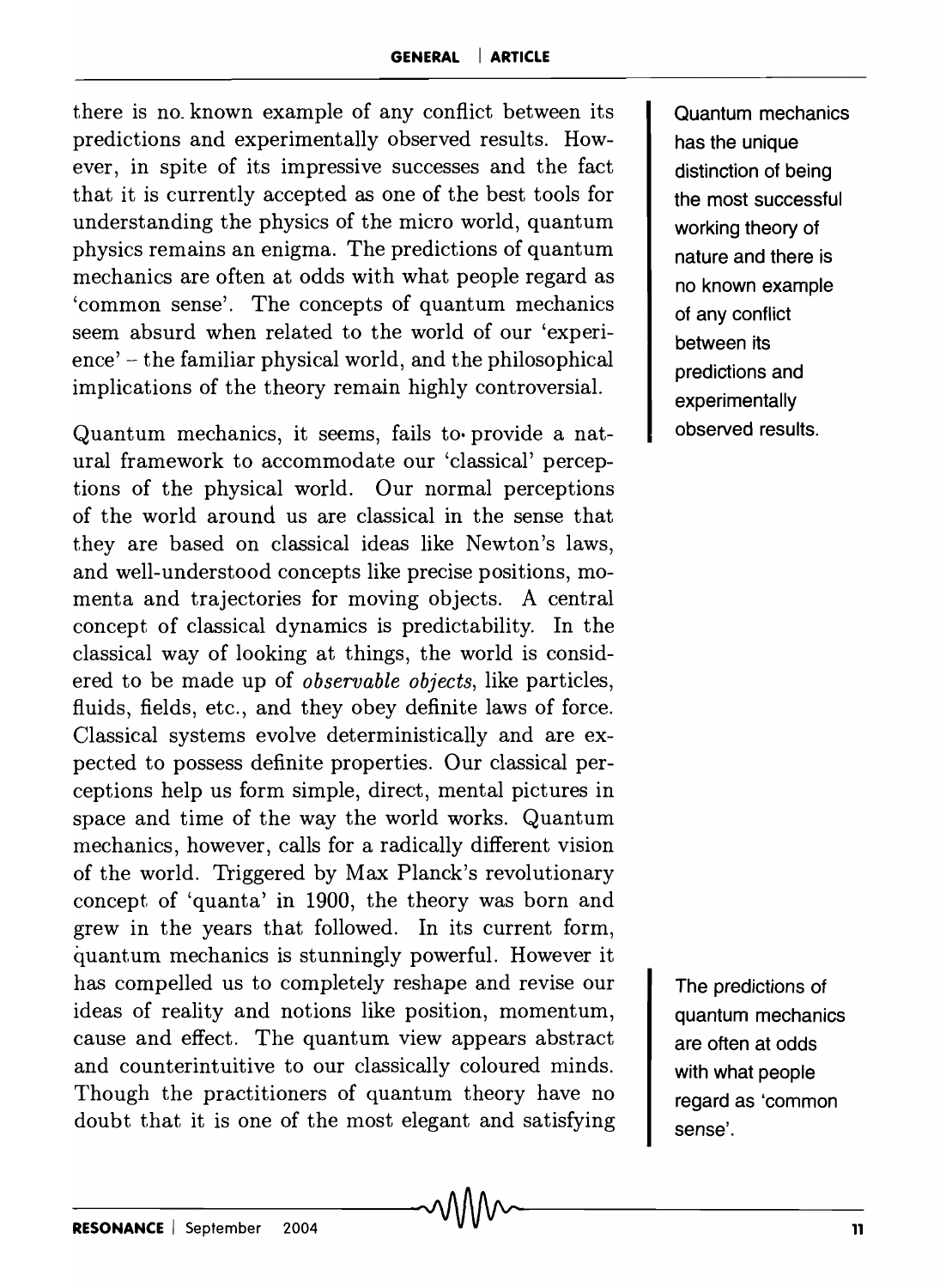there is no known example of any conflict between its predictions and experimentally observed results. However, in spite of its impressive successes and the fact that it is currently accepted as one of the best tools for understanding the physics of the micro world, quantum physics remains an enigma. The predictions of quantum mechanics are often at odds with what people regard as 'common sense'. The concepts of quantum mechanics seem absurd when related to the world of our 'experience' – the familiar physical world, and the philosophical implications of the theory remain highly controversial.

Quantum mechanics has the unique distinction of being the most successful working theory of nature and there is no known example of any conflict between its predictions and experimentally observed results.

Quantum mechanics, it seems, fails to provide a natural framework to accommodate our 'classical' perceptions of the physical world. Our normal perceptions of the world around us are classical in the sense that they are based on classical ideas like Newton's laws, and well-understood concepts like precise positions, momenta and trajectories for moving objects. A central concept of classical dynamics is predictability. In the classical way of looking at things, the world is considered to be made up of *observable objects*, like particles, fluids, fields, etc., and they obey definite laws of force. Classical systems evolve deterministically and are expected to possess definite properties. Our classical perceptions help us form simple, direct, mental pictures in space and time of the way the world works. Quantum mechanics, however, calls for a radically different vision of the world. Triggered by Max Planck's revolutionary concept of 'quanta' in 1900, the theory was born and grew in the years that followed. In its current form, quantum mechanics is stunningly powerful. However it has compelled us to completely reshape and revise our ideas of reality and notions like position, momentum, cause and effect. The quantum view appears abstract and counterintuitive to our classically coloured minds. Though the practitioners of quantum theory have no doubt that it is one of the most elegant and satisfying

The predictions of quantum mechanics are often at odds with what people regard as 'common sense'.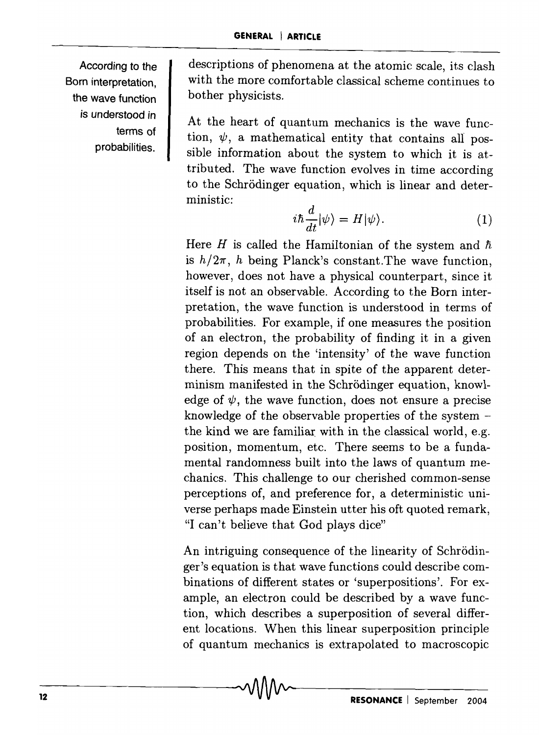> According to the Born interpretation, the wave function is understood in terms of probabilities.

descriptions of phenomena at the atomic scale, its clash with the more comfortable classical scheme continues to bother physicists.

At the heart of quantum mechanics is the wave function, $\psi$, a mathematical entity that contains all possible information about the system to which it is attributed. The wave function evolves in time according to the Schrödinger equation, which is linear and deterministic:

$$i\hbar \frac{d}{dt}|\psi\rangle = H|\psi\rangle. \tag{1}$$

Here $H$ is called the Hamiltonian of the system and $\hbar$ is $h/2\pi$, $h$ being Planck's constant.The wave function, however, does not have a physical counterpart, since it itself is not an observable. According to the Born interpretation, the wave function is understood in terms of probabilities. For example, if one measures the position of an electron, the probability of finding it in a given region depends on the 'intensity' of the wave function there. This means that in spite of the apparent determinism manifested in the Schrödinger equation, knowledge of $\psi$, the wave function, does not ensure a precise knowledge of the observable properties of the system – the kind we are familiar with in the classical world, e.g. position, momentum, etc. There seems to be a fundamental randomness built into the laws of quantum mechanics. This challenge to our cherished common-sense perceptions of, and preference for, a deterministic universe perhaps made Einstein utter his oft quoted remark, "I can't believe that God plays dice"

An intriguing consequence of the linearity of Schrödinger's equation is that wave functions could describe combinations of different states or 'superpositions'. For example, an electron could be described by a wave function, which describes a superposition of several different locations. When this linear superposition principle of quantum mechanics is extrapolated to macroscopic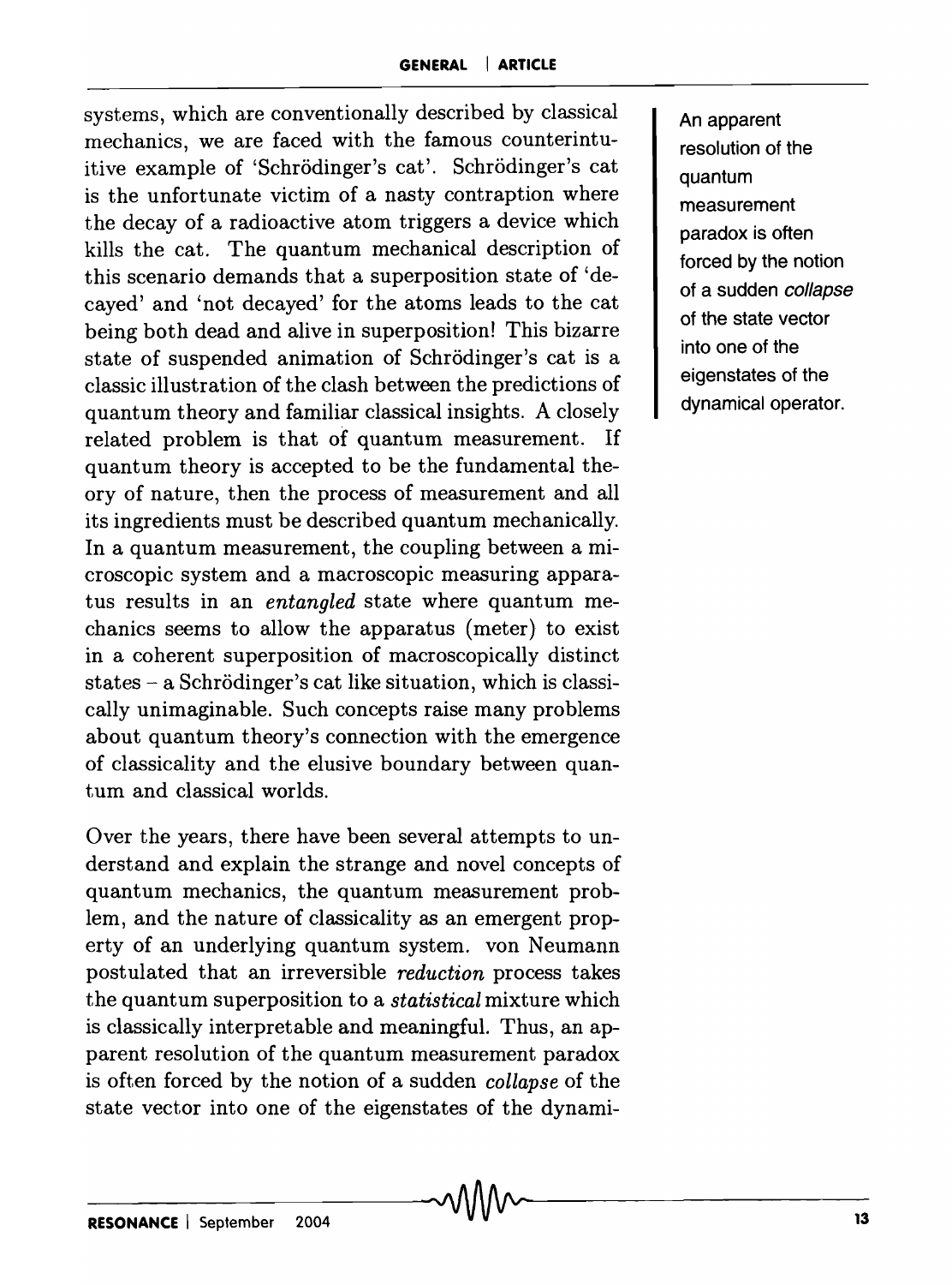systems, which are conventionally described by classical mechanics, we are faced with the famous counterintuitive example of 'Schrödinger's cat'. Schrödinger's cat is the unfortunate victim of a nasty contraption where the decay of a radioactive atom triggers a device which kills the cat. The quantum mechanical description of this scenario demands that a superposition state of 'decayed' and 'not decayed' for the atoms leads to the cat being both dead and alive in superposition! This bizarre state of suspended animation of Schrödinger's cat is a classic illustration of the clash between the predictions of quantum theory and familiar classical insights. A closely related problem is that of quantum measurement. If quantum theory is accepted to be the fundamental theory of nature, then the process of measurement and all its ingredients must be described quantum mechanically. In a quantum measurement, the coupling between a microscopic system and a macroscopic measuring apparatus results in an *entangled* state where quantum mechanics seems to allow the apparatus (meter) to exist in a coherent superposition of macroscopically distinct states – a Schrödinger's cat like situation, which is classically unimaginable. Such concepts raise many problems about quantum theory's connection with the emergence of classicality and the elusive boundary between quantum and classical worlds.

Over the years, there have been several attempts to understand and explain the strange and novel concepts of quantum mechanics, the quantum measurement problem, and the nature of classicality as an emergent property of an underlying quantum system. von Neumann postulated that an irreversible *reduction* process takes the quantum superposition to a *statistical* mixture which is classically interpretable and meaningful. Thus, an apparent resolution of the quantum measurement paradox is often forced by the notion of a sudden *collapse* of the state vector into one of the eigenstates of the dynami-

An apparent resolution of the quantum measurement paradox is often forced by the notion of a sudden *collapse* of the state vector into one of the eigenstates of the dynamical operator.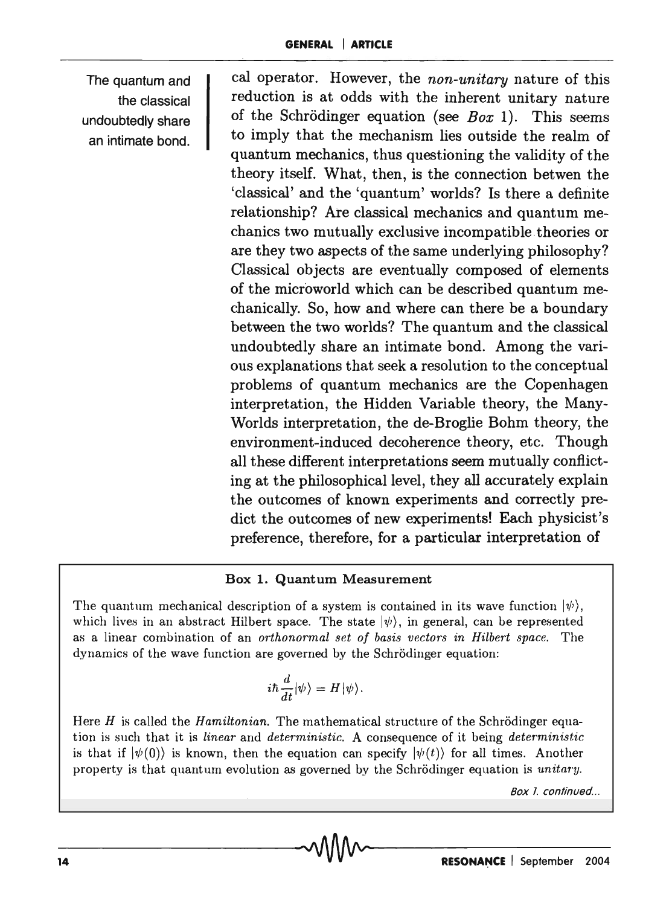The quantum and the classical undoubtedly share an intimate bond.

cal operator. However, the *non-unitary* nature of this reduction is at odds with the inherent unitary nature of the Schrödinger equation (see *Box* 1). This seems to imply that the mechanism lies outside the realm of quantum mechanics, thus questioning the validity of the theory itself. What, then, is the connection betwen the 'classical' and the 'quantum' worlds? Is there a definite relationship? Are classical mechanics and quantum mechanics two mutually exclusive incompatible theories or are they two aspects of the same underlying philosophy? Classical objects are eventually composed of elements of the microworld which can be described quantum mechanically. So, how and where can there be a boundary between the two worlds? The quantum and the classical undoubtedly share an intimate bond. Among the various explanations that seek a resolution to the conceptual problems of quantum mechanics are the Copenhagen interpretation, the Hidden Variable theory, the Many-Worlds interpretation, the de-Broglie Bohm theory, the environment-induced decoherence theory, etc. Though all these different interpretations seem mutually conflicting at the philosophical level, they all accurately explain the outcomes of known experiments and correctly predict the outcomes of new experiments! Each physicist's preference, therefore, for a particular interpretation of

**Box 1. Quantum Measurement**

The quantum mechanical description of a system is contained in its wave function $|\psi\rangle$, which lives in an abstract Hilbert space. The state $|\psi\rangle$, in general, can be represented as a linear combination of an *orthonormal set of basis vectors in Hilbert space.* The dynamics of the wave function are governed by the Schrödinger equation:

$$i\hbar \frac{d}{dt}|\psi\rangle = H|\psi\rangle.$$

Here $H$ is called the *Hamiltonian.* The mathematical structure of the Schrödinger equation is such that it is *linear* and *deterministic.* A consequence of it being *deterministic* is that if $|\psi(0)\rangle$ is known, then the equation can specify $|\psi(t)\rangle$ for all times. Another property is that quantum evolution as governed by the Schrödinger equation is *unitary.*

*Box 1. continued...*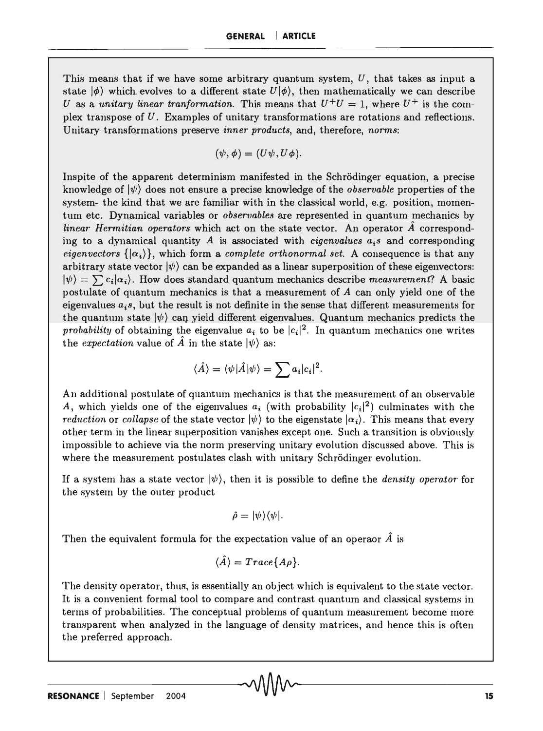This means that if we have some arbitrary quantum system, $U$, that takes as input a state $|\phi\rangle$ which evolves to a different state $U|\phi\rangle$, then mathematically we can describe $U$ as a *unitary linear tranformation*. This means that $U^+U = 1$, where $U^+$ is the complex transpose of $U$. Examples of unitary transformations are rotations and reflections. Unitary transformations preserve *inner products*, and, therefore, *norms*:

$$(\psi, \phi) = (U\psi, U\phi).$$

Inspite of the apparent determinism manifested in the Schrödinger equation, a precise knowledge of $|\psi\rangle$ does not ensure a precise knowledge of the *observable* properties of the system- the kind that we are familiar with in the classical world, e.g. position, momentum etc. Dynamical variables or *observables* are represented in quantum mechanics by *linear Hermitian operators* which act on the state vector. An operator $\hat{A}$ corresponding to a dynamical quantity $A$ is associated with *eigenvalues* $a_i$s and corresponding *eigenvectors* $\{|\alpha_i\rangle\}$, which form a *complete orthonormal set*. A consequence is that any arbitrary state vector $|\psi\rangle$ can be expanded as a linear superposition of these eigenvectors: $|\psi\rangle = \sum c_i|\alpha_i\rangle$. How does standard quantum mechanics describe *measurement*? A basic postulate of quantum mechanics is that a measurement of $A$ can only yield one of the eigenvalues $a_i$s, but the result is not definite in the sense that different measurements for the quantum state $|\psi\rangle$ can yield different eigenvalues. Quantum mechanics predicts the *probability* of obtaining the eigenvalue $a_i$ to be $|c_i|^2$. In quantum mechanics one writes the *expectation* value of $\hat{A}$ in the state $|\psi\rangle$ as:

$$\langle \hat{A} \rangle = \langle \psi|\hat{A}|\psi\rangle = \sum a_i|c_i|^2.$$

An additional postulate of quantum mechanics is that the measurement of an observable $A$, which yields one of the eigenvalues $a_i$ (with probability $|c_i|^2$) culminates with the *reduction* or *collapse* of the state vector $|\psi\rangle$ to the eigenstate $|\alpha_i\rangle$. This means that every other term in the linear superposition vanishes except one. Such a transition is obviously impossible to achieve via the norm preserving unitary evolution discussed above. This is where the measurement postulates clash with unitary Schrödinger evolution.

If a system has a state vector $|\psi\rangle$, then it is possible to define the *density operator* for the system by the outer product

$$\hat{\rho} = |\psi\rangle\langle\psi|.$$

Then the equivalent formula for the expectation value of an operaor $\hat{A}$ is

$$\langle \hat{A} \rangle = Trace\{A\rho\}.$$

The density operator, thus, is essentially an object which is equivalent to the state vector. It is a convenient formal tool to compare and contrast quantum and classical systems in terms of probabilities. The conceptual problems of quantum measurement become more transparent when analyzed in the language of density matrices, and hence this is often the preferred approach.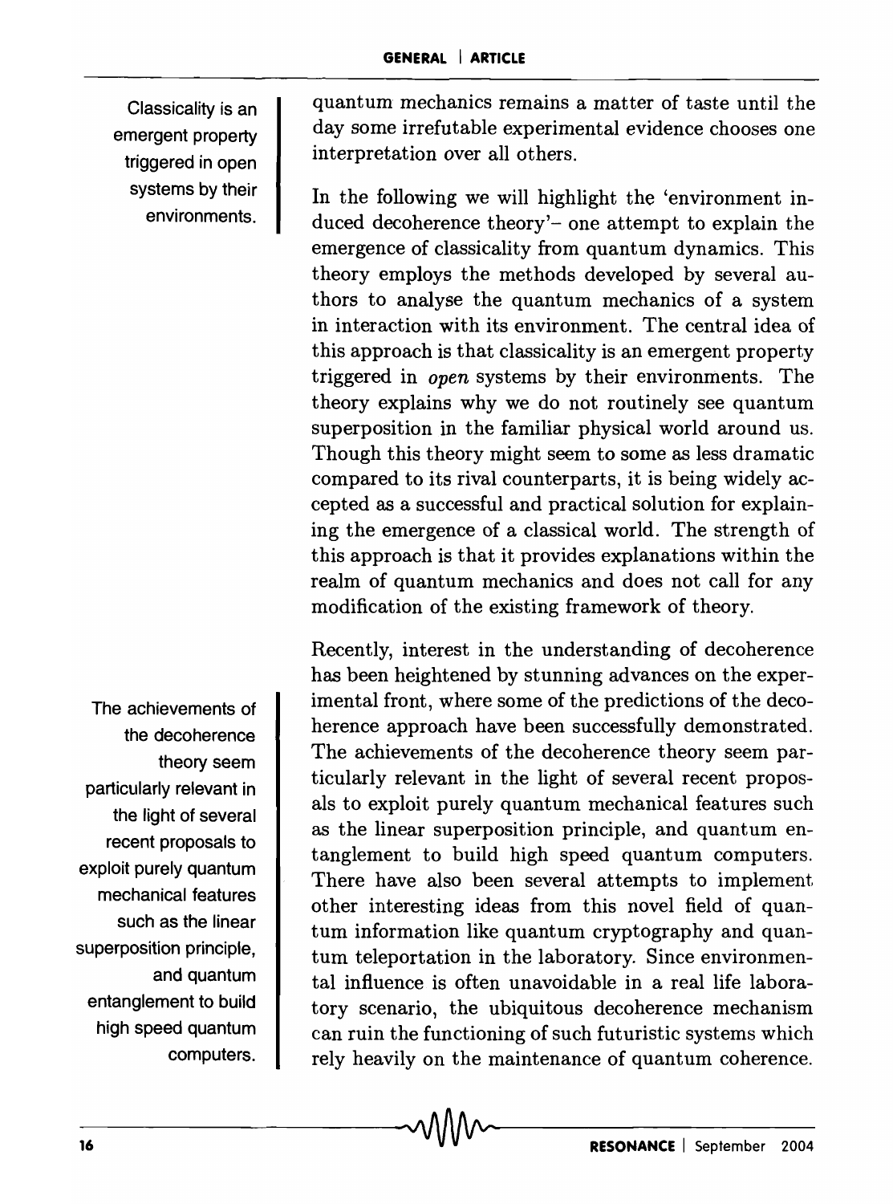quantum mechanics remains a matter of taste until the day some irrefutable experimental evidence chooses one interpretation over all others.

In the following we will highlight the 'environment induced decoherence theory'– one attempt to explain the emergence of classicality from quantum dynamics. This theory employs the methods developed by several authors to analyse the quantum mechanics of a system in interaction with its environment. The central idea of this approach is that classicality is an emergent property triggered in *open* systems by their environments. The theory explains why we do not routinely see quantum superposition in the familiar physical world around us. Though this theory might seem to some as less dramatic compared to its rival counterparts, it is being widely accepted as a successful and practical solution for explaining the emergence of a classical world. The strength of this approach is that it provides explanations within the realm of quantum mechanics and does not call for any modification of the existing framework of theory.

Recently, interest in the understanding of decoherence has been heightened by stunning advances on the experimental front, where some of the predictions of the decoherence approach have been successfully demonstrated. The achievements of the decoherence theory seem particularly relevant in the light of several recent proposals to exploit purely quantum mechanical features such as the linear superposition principle, and quantum entanglement to build high speed quantum computers. There have also been several attempts to implement other interesting ideas from this novel field of quantum information like quantum cryptography and quantum teleportation in the laboratory. Since environmental influence is often unavoidable in a real life laboratory scenario, the ubiquitous decoherence mechanism can ruin the functioning of such futuristic systems which rely heavily on the maintenance of quantum coherence.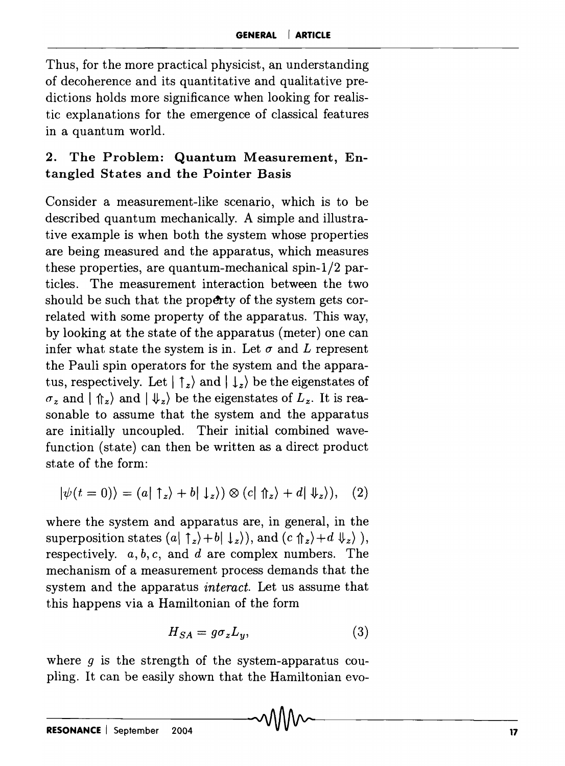Thus, for the more practical physicist, an understanding of decoherence and its quantitative and qualitative predictions holds more significance when looking for realistic explanations for the emergence of classical features in a quantum world.

## 2. The Problem: Quantum Measurement, Entangled States and the Pointer Basis

Consider a measurement-like scenario, which is to be described quantum mechanically. A simple and illustrative example is when both the system whose properties are being measured and the apparatus, which measures these properties, are quantum-mechanical spin-1/2 particles. The measurement interaction between the two should be such that the property of the system gets correlated with some property of the apparatus. This way, by looking at the state of the apparatus (meter) one can infer what state the system is in. Let $\sigma$ and $L$ represent the Pauli spin operators for the system and the apparatus, respectively. Let $|\uparrow_z\rangle$ and $|\downarrow_z\rangle$ be the eigenstates of $\sigma_z$ and $|\Uparrow_z\rangle$ and $|\Downarrow_z\rangle$ be the eigenstates of $L_z$. It is reasonable to assume that the system and the apparatus are initially uncoupled. Their initial combined wavefunction (state) can then be written as a direct product state of the form:

$$|\psi(t=0)\rangle = (a|\uparrow_z\rangle + b|\downarrow_z\rangle) \otimes (c|\Uparrow_z\rangle + d|\Downarrow_z\rangle), \quad (2)$$

where the system and apparatus are, in general, in the superposition states $(a|\uparrow_z\rangle + b|\downarrow_z\rangle)$, and $(c\Uparrow_z\rangle + d\Downarrow_z\rangle)$, respectively. $a, b, c,$ and $d$ are complex numbers. The mechanism of a measurement process demands that the system and the apparatus *interact*. Let us assume that this happens via a Hamiltonian of the form

$$H_{SA} = g\sigma_z L_y, \quad (3)$$

where $g$ is the strength of the system-apparatus coupling. It can be easily shown that the Hamiltonian evo-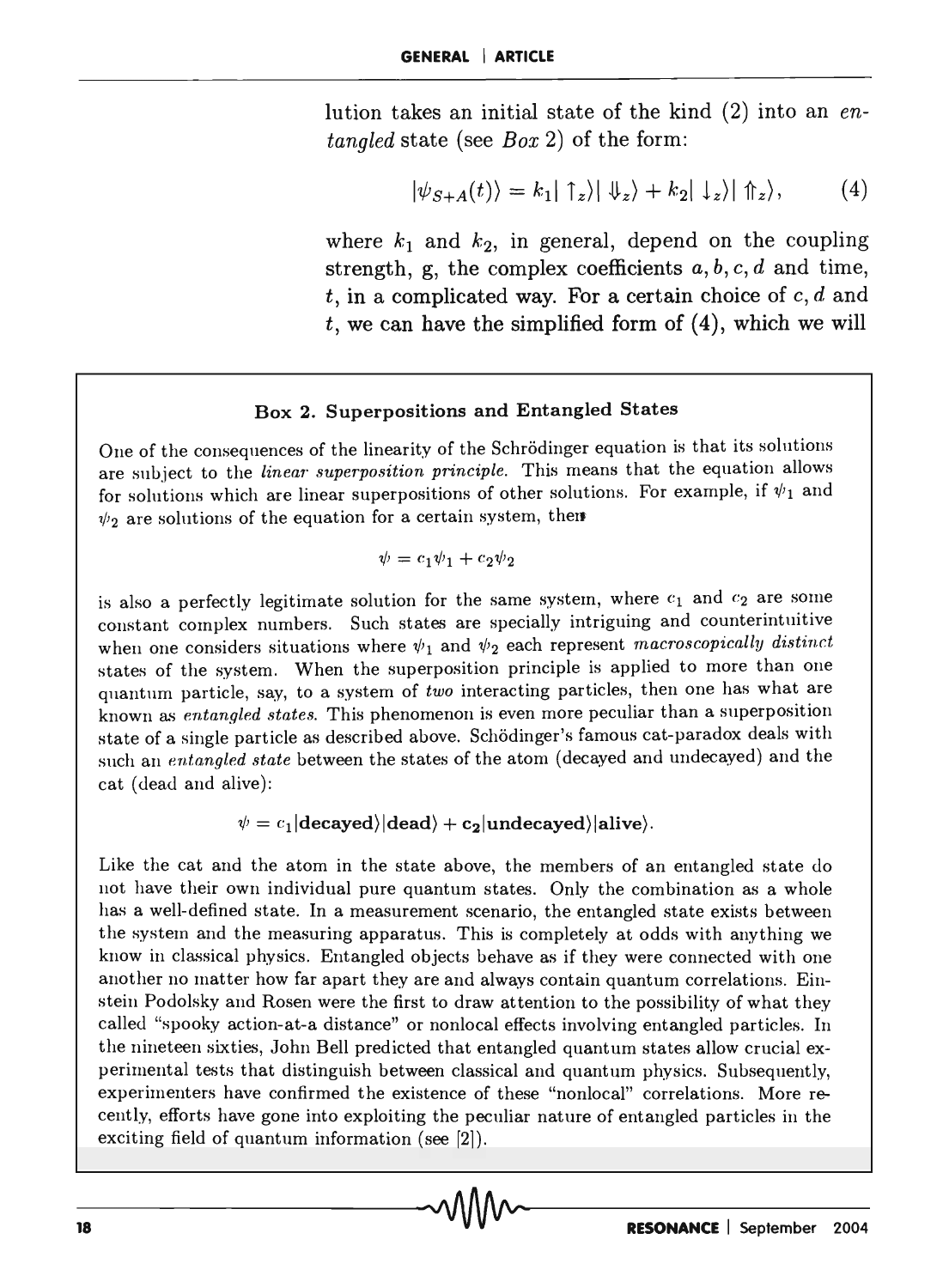lution takes an initial state of the kind (2) into an *entangled* state (see *Box* 2) of the form:

$$|\psi_{S+A}(t)\rangle = k_1|\uparrow_z\rangle|\Downarrow_z\rangle + k_2|\downarrow_z\rangle|\Uparrow_z\rangle, \tag{4}$$

where $k_1$ and $k_2$, in general, depend on the coupling strength, g, the complex coefficients $a, b, c, d$ and time, $t$, in a complicated way. For a certain choice of $c, d$ and $t$, we can have the simplified form of (4), which we will

### Box 2. Superpositions and Entangled States

One of the consequences of the linearity of the Schrödinger equation is that its solutions are subject to the *linear superposition principle*. This means that the equation allows for solutions which are linear superpositions of other solutions. For example, if $\psi_1$ and $\psi_2$ are solutions of the equation for a certain system, then

$$\psi = c_1\psi_1 + c_2\psi_2$$

is also a perfectly legitimate solution for the same system, where $c_1$ and $c_2$ are some constant complex numbers. Such states are specially intriguing and counterintuitive when one considers situations where $\psi_1$ and $\psi_2$ each represent *macroscopically distinct* states of the system. When the superposition principle is applied to more than one quantum particle, say, to a system of *two* interacting particles, then one has what are known as *entangled states*. This phenomenon is even more peculiar than a superposition state of a single particle as described above. Schödinger's famous cat-paradox deals with such an *entangled state* between the states of the atom (decayed and undecayed) and the cat (dead and alive):

$$\psi = c_1|\mathbf{decayed}\rangle|\mathbf{dead}\rangle + \mathbf{c_2}|\mathbf{undecayed}\rangle|\mathbf{alive}\rangle.$$

Like the cat and the atom in the state above, the members of an entangled state do not have their own individual pure quantum states. Only the combination as a whole has a well-defined state. In a measurement scenario, the entangled state exists between the system and the measuring apparatus. This is completely at odds with anything we know in classical physics. Entangled objects behave as if they were connected with one another no matter how far apart they are and always contain quantum correlations. Einstein Podolsky and Rosen were the first to draw attention to the possibility of what they called "spooky action-at-a distance" or nonlocal effects involving entangled particles. In the nineteen sixties, John Bell predicted that entangled quantum states allow crucial experimental tests that distinguish between classical and quantum physics. Subsequently, experimenters have confirmed the existence of these "nonlocal" correlations. More recently, efforts have gone into exploiting the peculiar nature of entangled particles in the exciting field of quantum information (see [2]).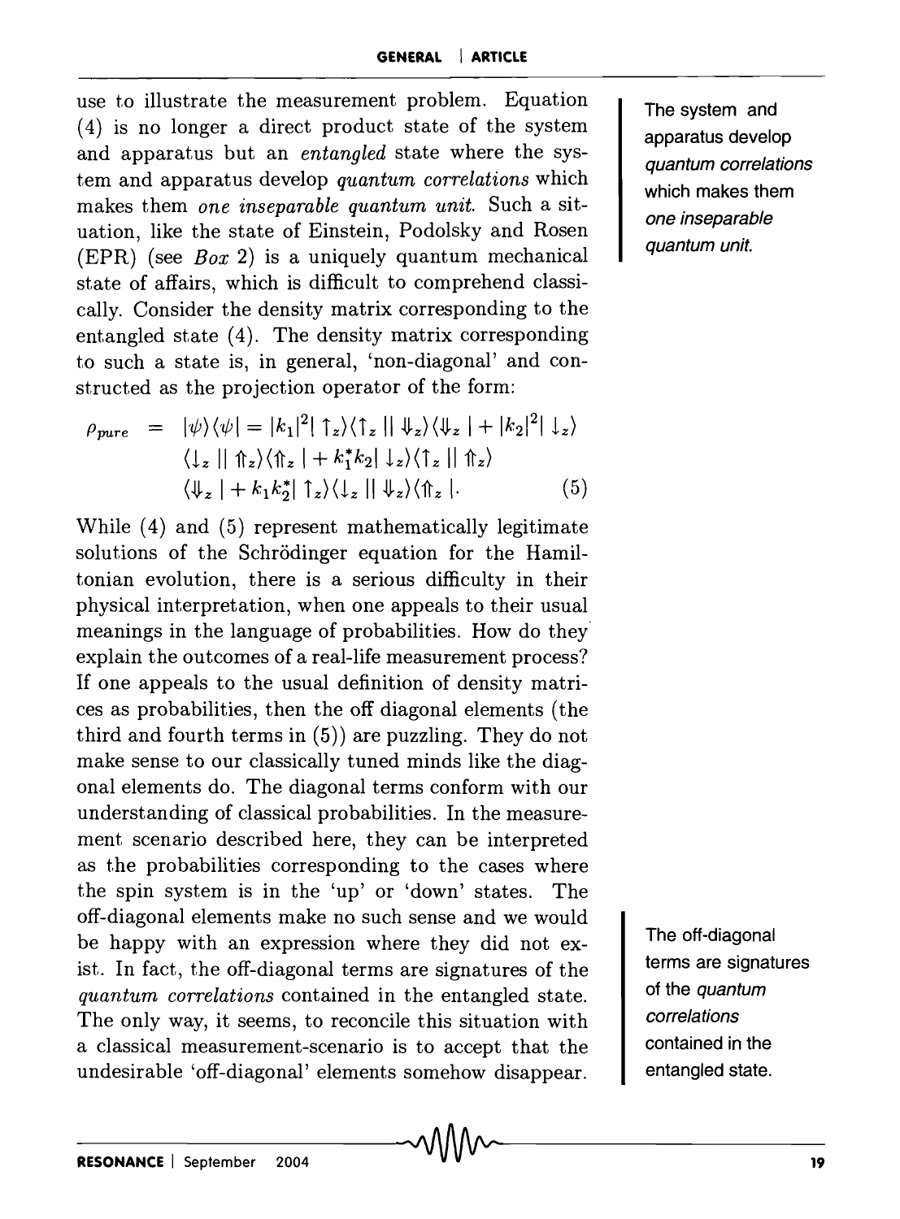use to illustrate the measurement problem. Equation (4) is no longer a direct product state of the system and apparatus but an *entangled* state where the system and apparatus develop *quantum correlations* which makes them *one inseparable quantum unit.* Such a situation, like the state of Einstein, Podolsky and Rosen (EPR) (see *Box* 2) is a uniquely quantum mechanical state of affairs, which is difficult to comprehend classically. Consider the density matrix corresponding to the entangled state (4). The density matrix corresponding to such a state is, in general, 'non-diagonal' and constructed as the projection operator of the form:

The system and apparatus develop *quantum correlations* which makes them *one inseparable quantum unit.*

$$\begin{aligned}\rho_{pure} \;=\; & |\psi\rangle\langle\psi| = |k_1|^2 |\uparrow_z\rangle\langle\uparrow_z||\Downarrow_z\rangle\langle\Downarrow_z| + |k_2|^2 |\downarrow_z\rangle \\ & \langle\downarrow_z||\Uparrow_z\rangle\langle\Uparrow_z| + k_1^* k_2 |\downarrow_z\rangle\langle\uparrow_z||\Uparrow_z\rangle \\ & \langle\Downarrow_z| + k_1 k_2^* |\uparrow_z\rangle\langle\downarrow_z||\Downarrow_z\rangle\langle\Uparrow_z|. \end{aligned} \tag{5}$$

While (4) and (5) represent mathematically legitimate solutions of the Schrödinger equation for the Hamiltonian evolution, there is a serious difficulty in their physical interpretation, when one appeals to their usual meanings in the language of probabilities. How do they explain the outcomes of a real-life measurement process? If one appeals to the usual definition of density matrices as probabilities, then the off diagonal elements (the third and fourth terms in (5)) are puzzling. They do not make sense to our classically tuned minds like the diagonal elements do. The diagonal terms conform with our understanding of classical probabilities. In the measurement scenario described here, they can be interpreted as the probabilities corresponding to the cases where the spin system is in the 'up' or 'down' states. The off-diagonal elements make no such sense and we would be happy with an expression where they did not exist. In fact, the off-diagonal terms are signatures of the *quantum correlations* contained in the entangled state. The only way, it seems, to reconcile this situation with a classical measurement-scenario is to accept that the undesirable 'off-diagonal' elements somehow disappear.

The off-diagonal terms are signatures of the *quantum correlations* contained in the entangled state.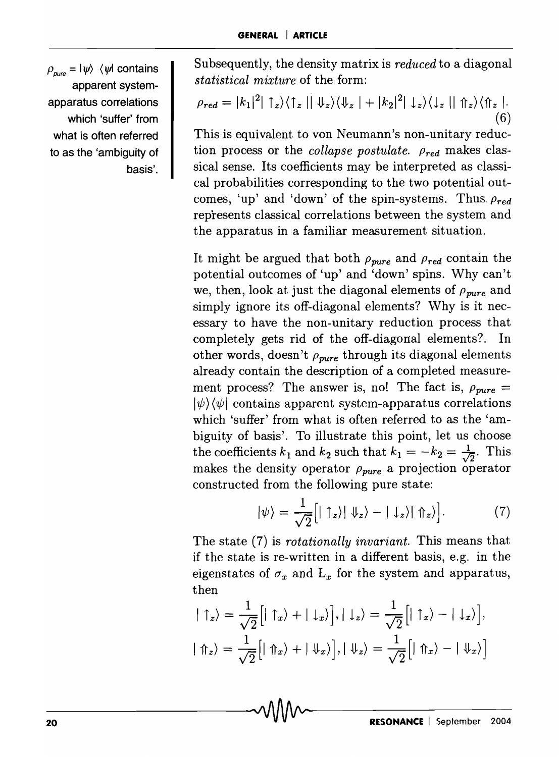$\rho_{pure} = |\psi\rangle\langle\psi|$ contains apparent system-apparatus correlations which 'suffer' from what is often referred to as the 'ambiguity of basis'.

Subsequently, the density matrix is *reduced* to a diagonal *statistical mixture* of the form:

$$\rho_{red} = |k_1|^2 |\uparrow_z\rangle\langle\uparrow_z || \Downarrow_z\rangle\langle\Downarrow_z | + |k_2|^2 |\downarrow_z\rangle\langle\downarrow_z || \Uparrow_z\rangle\langle\Uparrow_z |. \tag{6}$$

This is equivalent to von Neumann's non-unitary reduction process or the *collapse postulate*. $\rho_{red}$ makes classical sense. Its coefficients may be interpreted as classical probabilities corresponding to the two potential outcomes, 'up' and 'down' of the spin-systems. Thus $\rho_{red}$ represents classical correlations between the system and the apparatus in a familiar measurement situation.

It might be argued that both $\rho_{pure}$ and $\rho_{red}$ contain the potential outcomes of 'up' and 'down' spins. Why can't we, then, look at just the diagonal elements of $\rho_{pure}$ and simply ignore its off-diagonal elements? Why is it necessary to have the non-unitary reduction process that completely gets rid of the off-diagonal elements?. In other words, doesn't $\rho_{pure}$ through its diagonal elements already contain the description of a completed measurement process? The answer is, no! The fact is, $\rho_{pure} = |\psi\rangle\langle\psi|$ contains apparent system-apparatus correlations which 'suffer' from what is often referred to as the 'ambiguity of basis'. To illustrate this point, let us choose the coefficients $k_1$ and $k_2$ such that $k_1 = -k_2 = \frac{1}{\sqrt{2}}$. This makes the density operator $\rho_{pure}$ a projection operator constructed from the following pure state:

$$|\psi\rangle = \frac{1}{\sqrt{2}}\Big[|\uparrow_z\rangle|\Downarrow_z\rangle - |\downarrow_z\rangle|\Uparrow_z\rangle\Big]. \tag{7}$$

The state (7) is *rotationally invariant*. This means that if the state is re-written in a different basis, e.g. in the eigenstates of $\sigma_x$ and $L_x$ for the system and apparatus, then

$$|\uparrow_z\rangle = \frac{1}{\sqrt{2}}\Big[|\uparrow_x\rangle + |\downarrow_x\rangle\Big], |\downarrow_z\rangle = \frac{1}{\sqrt{2}}\Big[|\uparrow_x\rangle - |\downarrow_x\rangle\Big],$$

$$|\Uparrow_z\rangle = \frac{1}{\sqrt{2}}\Big[|\Uparrow_x\rangle + |\Downarrow_x\rangle\Big], |\Downarrow_z\rangle = \frac{1}{\sqrt{2}}\Big[|\Uparrow_x\rangle - |\Downarrow_x\rangle\Big]$$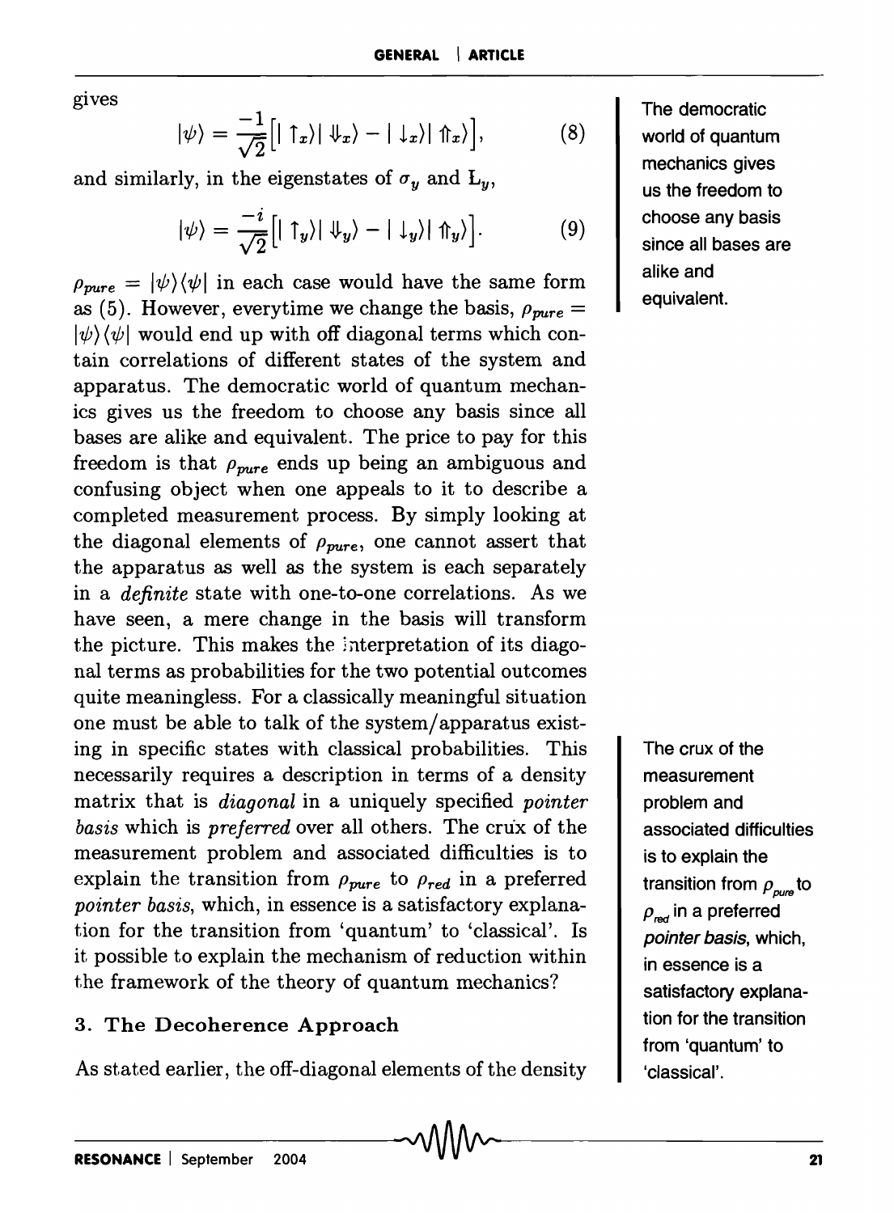gives

$$|\psi\rangle = \frac{-1}{\sqrt{2}}\Big[|\uparrow_x\rangle|\Downarrow_x\rangle - |\downarrow_x\rangle|\Uparrow_x\rangle\Big], \tag{8}$$

and similarly, in the eigenstates of $\sigma_y$ and $\mathbf{L}_y$,

$$|\psi\rangle = \frac{-i}{\sqrt{2}}\Big[|\uparrow_y\rangle|\Downarrow_y\rangle - |\downarrow_y\rangle|\Uparrow_y\rangle\Big]. \tag{9}$$

$\rho_{pure} = |\psi\rangle\langle\psi|$ in each case would have the same form as (5). However, everytime we change the basis, $\rho_{pure} = |\psi\rangle\langle\psi|$ would end up with off diagonal terms which contain correlations of different states of the system and apparatus. The democratic world of quantum mechanics gives us the freedom to choose any basis since all bases are alike and equivalent. The price to pay for this freedom is that $\rho_{pure}$ ends up being an ambiguous and confusing object when one appeals to it to describe a completed measurement process. By simply looking at the diagonal elements of $\rho_{pure}$, one cannot assert that the apparatus as well as the system is each separately in a *definite* state with one-to-one correlations. As we have seen, a mere change in the basis will transform the picture. This makes the interpretation of its diagonal terms as probabilities for the two potential outcomes quite meaningless. For a classically meaningful situation one must be able to talk of the system/apparatus existing in specific states with classical probabilities. This necessarily requires a description in terms of a density matrix that is *diagonal* in a uniquely specified *pointer basis* which is *preferred* over all others. The crux of the measurement problem and associated difficulties is to explain the transition from $\rho_{pure}$ to $\rho_{red}$ in a preferred *pointer basis*, which, in essence is a satisfactory explanation for the transition from 'quantum' to 'classical'. Is it possible to explain the mechanism of reduction within the framework of the theory of quantum mechanics?

The democratic world of quantum mechanics gives us the freedom to choose any basis since all bases are alike and equivalent.

The crux of the measurement problem and associated difficulties is to explain the transition from $\rho_{pure}$ to $\rho_{red}$ in a preferred *pointer basis*, which, in essence is a satisfactory explanation for the transition from 'quantum' to 'classical'.

### 3. The Decoherence Approach

As stated earlier, the off-diagonal elements of the density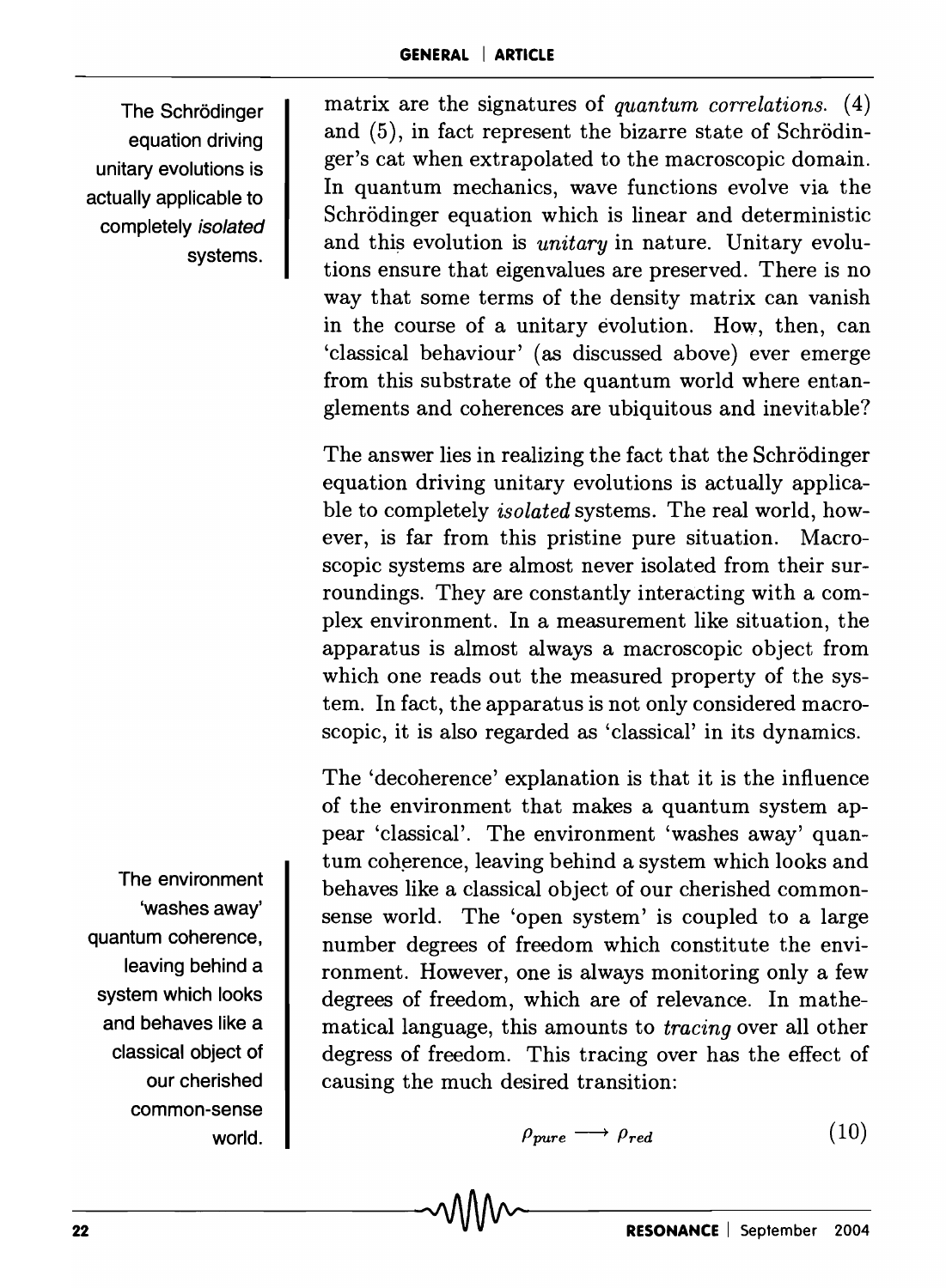matrix are the signatures of *quantum correlations*. (4) and (5), in fact represent the bizarre state of Schrödinger's cat when extrapolated to the macroscopic domain. In quantum mechanics, wave functions evolve via the Schrödinger equation which is linear and deterministic and this evolution is *unitary* in nature. Unitary evolutions ensure that eigenvalues are preserved. There is no way that some terms of the density matrix can vanish in the course of a unitary evolution. How, then, can 'classical behaviour' (as discussed above) ever emerge from this substrate of the quantum world where entanglements and coherences are ubiquitous and inevitable?

The Schrödinger equation driving unitary evolutions is actually applicable to completely *isolated* systems.

The answer lies in realizing the fact that the Schrödinger equation driving unitary evolutions is actually applicable to completely *isolated* systems. The real world, however, is far from this pristine pure situation. Macroscopic systems are almost never isolated from their surroundings. They are constantly interacting with a complex environment. In a measurement like situation, the apparatus is almost always a macroscopic object from which one reads out the measured property of the system. In fact, the apparatus is not only considered macroscopic, it is also regarded as 'classical' in its dynamics.

The environment 'washes away' quantum coherence, leaving behind a system which looks and behaves like a classical object of our cherished common-sense world.

The 'decoherence' explanation is that it is the influence of the environment that makes a quantum system appear 'classical'. The environment 'washes away' quantum coherence, leaving behind a system which looks and behaves like a classical object of our cherished commonsense world. The 'open system' is coupled to a large number degrees of freedom which constitute the environment. However, one is always monitoring only a few degrees of freedom, which are of relevance. In mathematical language, this amounts to *tracing* over all other degress of freedom. This tracing over has the effect of causing the much desired transition:

$$\rho_{pure} \longrightarrow \rho_{red} \qquad (10)$$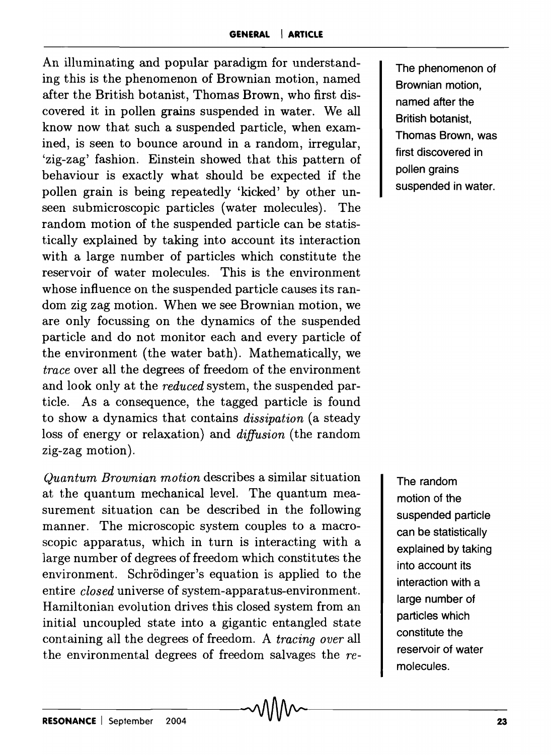An illuminating and popular paradigm for understanding this is the phenomenon of Brownian motion, named after the British botanist, Thomas Brown, who first discovered it in pollen grains suspended in water. We all know now that such a suspended particle, when examined, is seen to bounce around in a random, irregular, 'zig-zag' fashion. Einstein showed that this pattern of behaviour is exactly what should be expected if the pollen grain is being repeatedly 'kicked' by other unseen submicroscopic particles (water molecules). The random motion of the suspended particle can be statistically explained by taking into account its interaction with a large number of particles which constitute the reservoir of water molecules. This is the environment whose influence on the suspended particle causes its random zig zag motion. When we see Brownian motion, we are only focussing on the dynamics of the suspended particle and do not monitor each and every particle of the environment (the water bath). Mathematically, we *trace* over all the degrees of freedom of the environment and look only at the *reduced* system, the suspended particle. As a consequence, the tagged particle is found to show a dynamics that contains *dissipation* (a steady loss of energy or relaxation) and *diffusion* (the random zig-zag motion).

The phenomenon of Brownian motion, named after the British botanist, Thomas Brown, was first discovered in pollen grains suspended in water.

*Quantum Brownian motion* describes a similar situation at the quantum mechanical level. The quantum measurement situation can be described in the following manner. The microscopic system couples to a macroscopic apparatus, which in turn is interacting with a large number of degrees of freedom which constitutes the environment. Schrödinger's equation is applied to the entire *closed* universe of system-apparatus-environment. Hamiltonian evolution drives this closed system from an initial uncoupled state into a gigantic entangled state containing all the degrees of freedom. A *tracing over* all the environmental degrees of freedom salvages the *re-*

The random motion of the suspended particle can be statistically explained by taking into account its interaction with a large number of particles which constitute the reservoir of water molecules.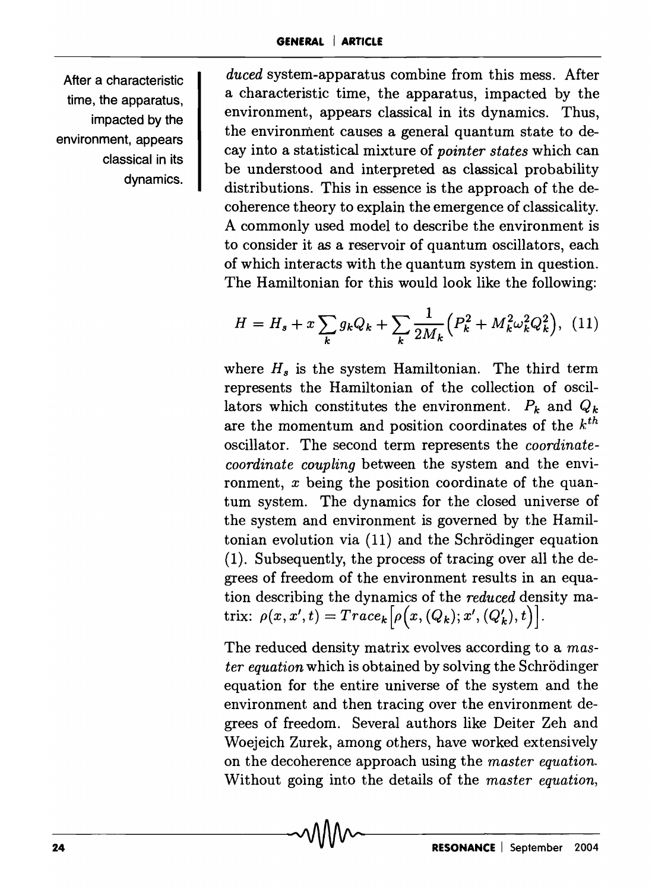*duced* system-apparatus combine from this mess. After a characteristic time, the apparatus, impacted by the environment, appears classical in its dynamics. Thus, the environment causes a general quantum state to decay into a statistical mixture of *pointer states* which can be understood and interpreted as classical probability distributions. This in essence is the approach of the decoherence theory to explain the emergence of classicality. A commonly used model to describe the environment is to consider it as a reservoir of quantum oscillators, each of which interacts with the quantum system in question. The Hamiltonian for this would look like the following:

After a characteristic time, the apparatus, impacted by the environment, appears classical in its dynamics.

$$H = H_s + x\sum_k g_k Q_k + \sum_k \frac{1}{2M_k}\left(P_k^2 + M_k^2\omega_k^2 Q_k^2\right), \quad (11)$$

where $H_s$ is the system Hamiltonian. The third term represents the Hamiltonian of the collection of oscillators which constitutes the environment. $P_k$ and $Q_k$ are the momentum and position coordinates of the $k^{th}$ oscillator. The second term represents the *coordinate-coordinate coupling* between the system and the environment, $x$ being the position coordinate of the quantum system. The dynamics for the closed universe of the system and environment is governed by the Hamiltonian evolution via (11) and the Schrödinger equation (1). Subsequently, the process of tracing over all the degrees of freedom of the environment results in an equation describing the dynamics of the *reduced* density matrix: $\rho(x, x', t) = Trace_k\Big[\rho\Big(x, (Q_k); x', (Q'_k), t\Big)\Big]$.

The reduced density matrix evolves according to a *master equation* which is obtained by solving the Schrödinger equation for the entire universe of the system and the environment and then tracing over the environment degrees of freedom. Several authors like Deiter Zeh and Woejeich Zurek, among others, have worked extensively on the decoherence approach using the *master equation*. Without going into the details of the *master equation*,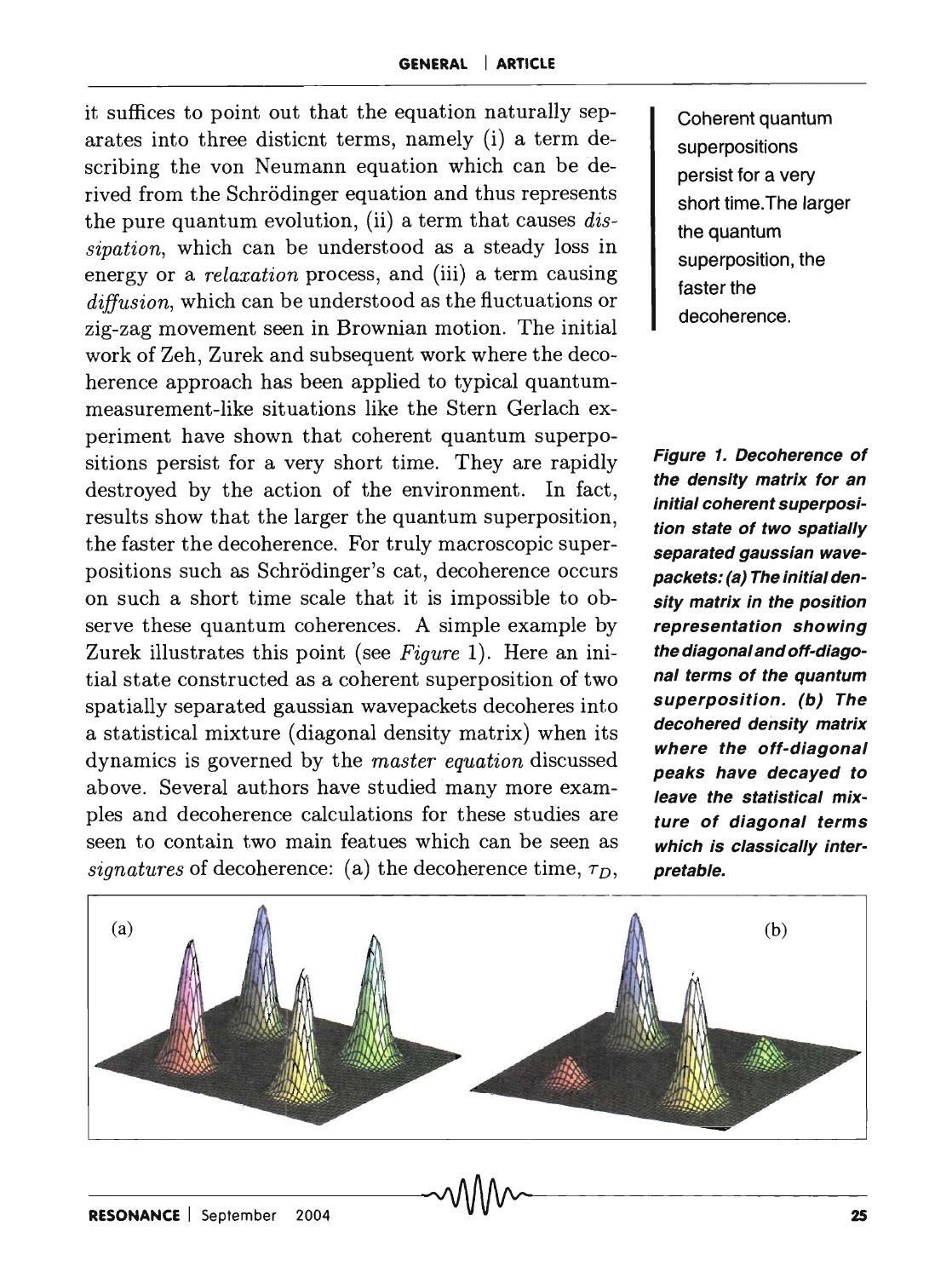it suffices to point out that the equation naturally separates into three disticnt terms, namely (i) a term describing the von Neumann equation which can be derived from the Schrödinger equation and thus represents the pure quantum evolution, (ii) a term that causes *dissipation*, which can be understood as a steady loss in energy or a *relaxation* process, and (iii) a term causing *diffusion*, which can be understood as the fluctuations or zig-zag movement seen in Brownian motion. The initial work of Zeh, Zurek and subsequent work where the decoherence approach has been applied to typical quantum-measurement-like situations like the Stern Gerlach experiment have shown that coherent quantum superpositions persist for a very short time. They are rapidly destroyed by the action of the environment. In fact, results show that the larger the quantum superposition, the faster the decoherence. For truly macroscopic superpositions such as Schrödinger's cat, decoherence occurs on such a short time scale that it is impossible to observe these quantum coherences. A simple example by Zurek illustrates this point (see *Figure* 1). Here an initial state constructed as a coherent superposition of two spatially separated gaussian wavepackets decoheres into a statistical mixture (diagonal density matrix) when its dynamics is governed by the *master equation* discussed above. Several authors have studied many more examples and decoherence calculations for these studies are seen to contain two main featues which can be seen as *signatures* of decoherence: (a) the decoherence time, $\tau_D$,

Coherent quantum superpositions persist for a very short time. The larger the quantum superposition, the faster the decoherence.

**Figure 1. Decoherence of the density matrix for an initial coherent superposition state of two spatially separated gaussian wavepackets: (a) The initial density matrix in the position representation showing the diagonal and off-diagonal terms of the quantum superposition. (b) The decohered density matrix where the off-diagonal peaks have decayed to leave the statistical mixture of diagonal terms which is classically interpretable.**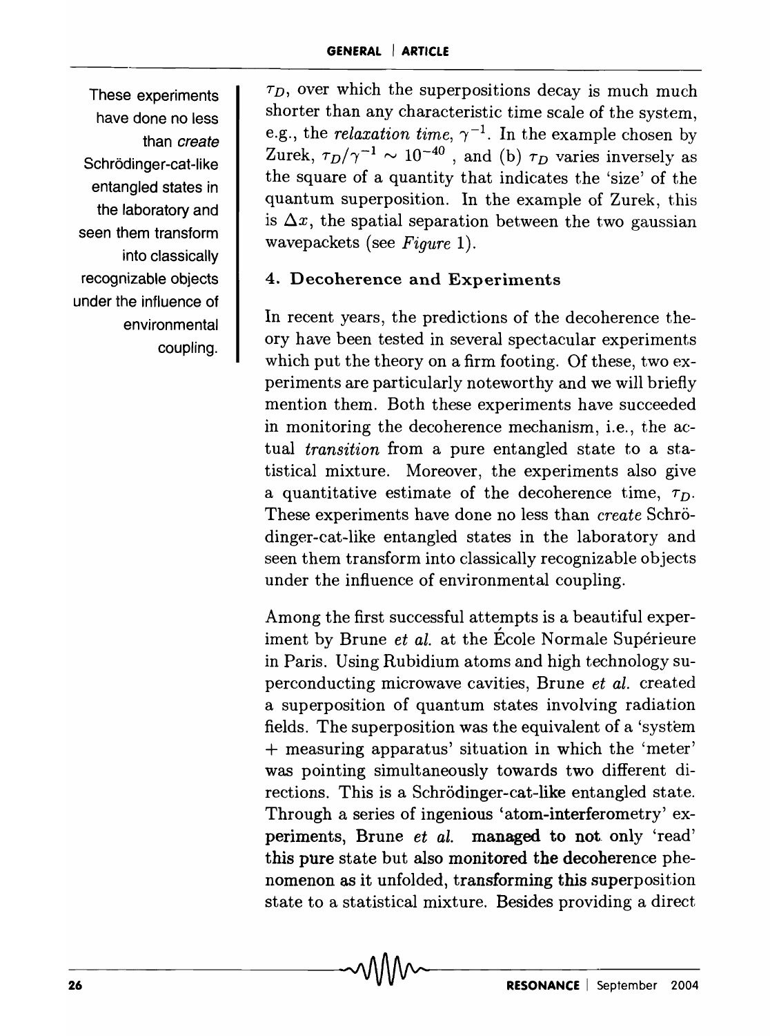These experiments have done no less than *create* Schrödinger-cat-like entangled states in the laboratory and seen them transform into classically recognizable objects under the influence of environmental coupling.

$\tau_D$, over which the superpositions decay is much much shorter than any characteristic time scale of the system, e.g., the *relaxation time*, $\gamma^{-1}$. In the example chosen by Zurek, $\tau_D/\gamma^{-1} \sim 10^{-40}$, and (b) $\tau_D$ varies inversely as the square of a quantity that indicates the 'size' of the quantum superposition. In the example of Zurek, this is $\Delta x$, the spatial separation between the two gaussian wavepackets (see *Figure* 1).

### 4. Decoherence and Experiments

In recent years, the predictions of the decoherence theory have been tested in several spectacular experiments which put the theory on a firm footing. Of these, two experiments are particularly noteworthy and we will briefly mention them. Both these experiments have succeeded in monitoring the decoherence mechanism, i.e., the actual *transition* from a pure entangled state to a statistical mixture. Moreover, the experiments also give a quantitative estimate of the decoherence time, $\tau_D$. These experiments have done no less than *create* Schrödinger-cat-like entangled states in the laboratory and seen them transform into classically recognizable objects under the influence of environmental coupling.

Among the first successful attempts is a beautiful experiment by Brune *et al.* at the École Normale Supérieure in Paris. Using Rubidium atoms and high technology superconducting microwave cavities, Brune *et al.* created a superposition of quantum states involving radiation fields. The superposition was the equivalent of a 'system + measuring apparatus' situation in which the 'meter' was pointing simultaneously towards two different directions. This is a Schrödinger-cat-like entangled state. Through a series of ingenious 'atom-interferometry' experiments, Brune *et al.* managed to not only 'read' this pure state but also monitored the decoherence phenomenon as it unfolded, transforming this superposition state to a statistical mixture. Besides providing a direct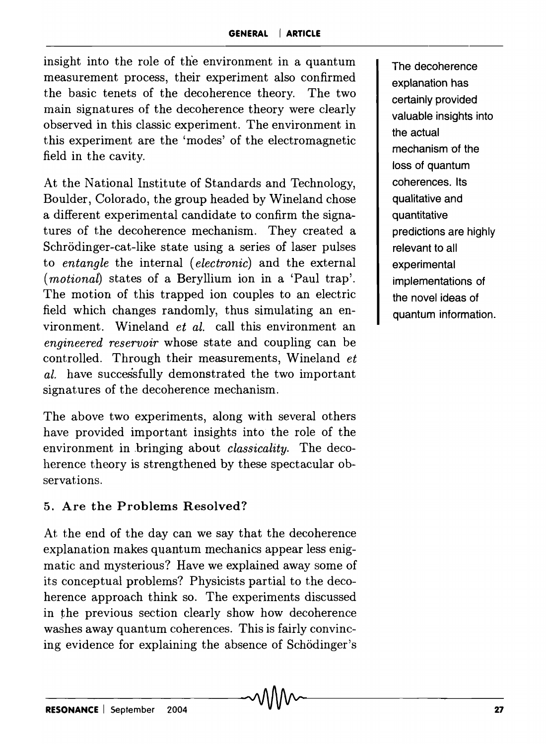insight into the role of the environment in a quantum measurement process, their experiment also confirmed the basic tenets of the decoherence theory. The two main signatures of the decoherence theory were clearly observed in this classic experiment. The environment in this experiment are the 'modes' of the electromagnetic field in the cavity.

At the National Institute of Standards and Technology, Boulder, Colorado, the group headed by Wineland chose a different experimental candidate to confirm the signatures of the decoherence mechanism. They created a Schrödinger-cat-like state using a series of laser pulses to *entangle* the internal (*electronic*) and the external (*motional*) states of a Beryllium ion in a 'Paul trap'. The motion of this trapped ion couples to an electric field which changes randomly, thus simulating an environment. Wineland *et al.* call this environment an *engineered reservoir* whose state and coupling can be controlled. Through their measurements, Wineland *et al.* have successfully demonstrated the two important signatures of the decoherence mechanism.

The decoherence explanation has certainly provided valuable insights into the actual mechanism of the loss of quantum coherences. Its qualitative and quantitative predictions are highly relevant to all experimental implementations of the novel ideas of quantum information.

The above two experiments, along with several others have provided important insights into the role of the environment in bringing about *classicality*. The decoherence theory is strengthened by these spectacular observations.

### 5. Are the Problems Resolved?

At the end of the day can we say that the decoherence explanation makes quantum mechanics appear less enigmatic and mysterious? Have we explained away some of its conceptual problems? Physicists partial to the decoherence approach think so. The experiments discussed in the previous section clearly show how decoherence washes away quantum coherences. This is fairly convincing evidence for explaining the absence of Schödinger's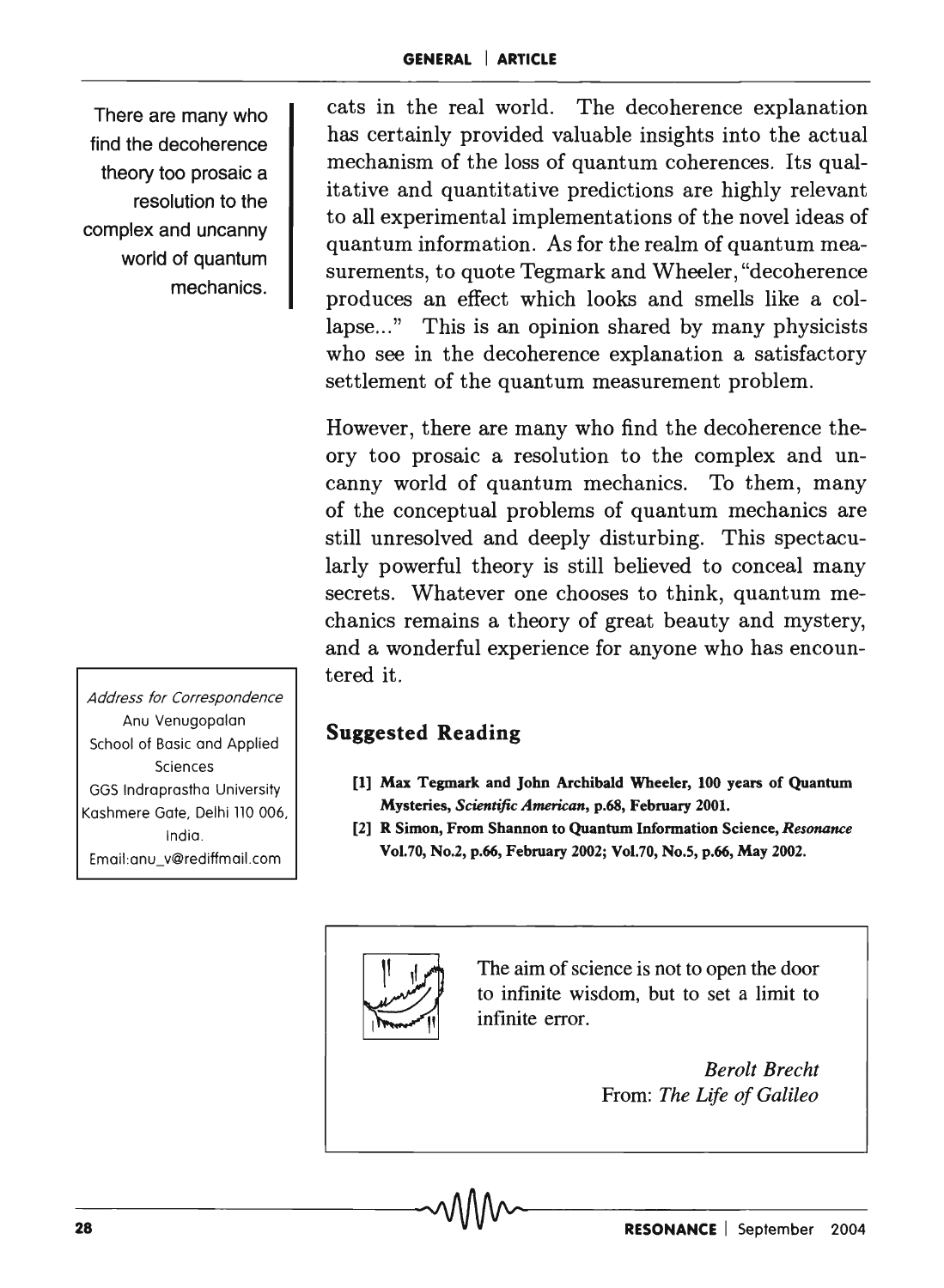There are many who find the decoherence theory too prosaic a resolution to the complex and uncanny world of quantum mechanics.

cats in the real world. The decoherence explanation has certainly provided valuable insights into the actual mechanism of the loss of quantum coherences. Its qualitative and quantitative predictions are highly relevant to all experimental implementations of the novel ideas of quantum information. As for the realm of quantum measurements, to quote Tegmark and Wheeler, "decoherence produces an effect which looks and smells like a collapse..." This is an opinion shared by many physicists who see in the decoherence explanation a satisfactory settlement of the quantum measurement problem.

However, there are many who find the decoherence theory too prosaic a resolution to the complex and uncanny world of quantum mechanics. To them, many of the conceptual problems of quantum mechanics are still unresolved and deeply disturbing. This spectacularly powerful theory is still believed to conceal many secrets. Whatever one chooses to think, quantum mechanics remains a theory of great beauty and mystery, and a wonderful experience for anyone who has encountered it.

*Address for Correspondence*
Anu Venugopalan
School of Basic and Applied Sciences
GGS Indraprastha University
Kashmere Gate, Delhi 110 006, India.
Email:anu_v@rediffmail.com

## Suggested Reading

[1] **Max Tegmark and John Archibald Wheeler, 100 years of Quantum Mysteries, *Scientific American*, p.68, February 2001.**

[2] **R Simon, From Shannon to Quantum Information Science, *Resonance* Vol.70, No.2, p.66, February 2002; Vol.70, No.5, p.66, May 2002.**

The aim of science is not to open the door to infinite wisdom, but to set a limit to infinite error.

*Berolt Brecht*
From: *The Life of Galileo*